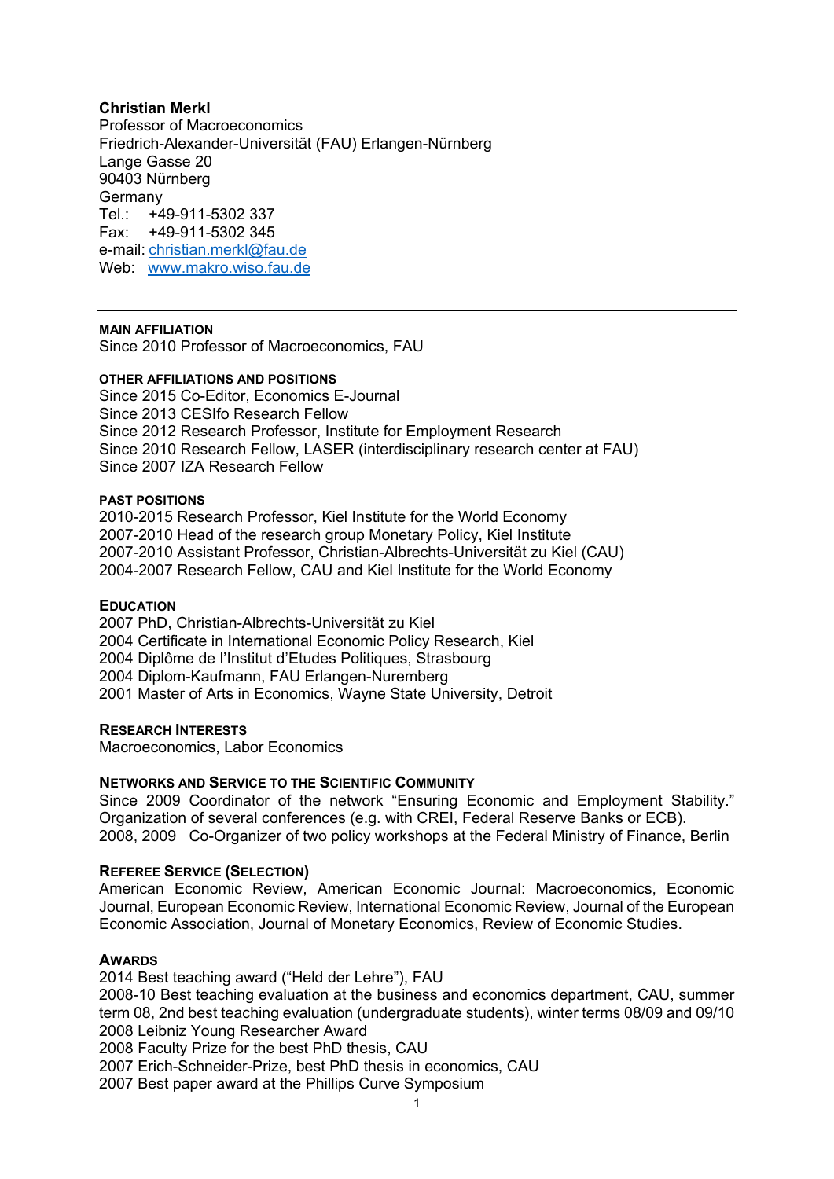**Christian Merkl**
Professor of Macroeconomics
Friedrich-Alexander-Universität (FAU) Erlangen-Nürnberg
Lange Gasse 20
90403 Nürnberg
Germany
Tel.: +49-911-5302 337
Fax: +49-911-5302 345
e-mail: christian.merkl@fau.de
Web: www.makro.wiso.fau.de

---

## MAIN AFFILIATION

Since 2010 Professor of Macroeconomics, FAU

## OTHER AFFILIATIONS AND POSITIONS

Since 2015 Co-Editor, Economics E-Journal
Since 2013 CESIfo Research Fellow
Since 2012 Research Professor, Institute for Employment Research
Since 2010 Research Fellow, LASER (interdisciplinary research center at FAU)
Since 2007 IZA Research Fellow

## PAST POSITIONS

2010-2015 Research Professor, Kiel Institute for the World Economy
2007-2010 Head of the research group Monetary Policy, Kiel Institute
2007-2010 Assistant Professor, Christian-Albrechts-Universität zu Kiel (CAU)
2004-2007 Research Fellow, CAU and Kiel Institute for the World Economy

## EDUCATION

2007 PhD, Christian-Albrechts-Universität zu Kiel
2004 Certificate in International Economic Policy Research, Kiel
2004 Diplôme de l'Institut d'Etudes Politiques, Strasbourg
2004 Diplom-Kaufmann, FAU Erlangen-Nuremberg
2001 Master of Arts in Economics, Wayne State University, Detroit

## RESEARCH INTERESTS

Macroeconomics, Labor Economics

## NETWORKS AND SERVICE TO THE SCIENTIFIC COMMUNITY

Since 2009 Coordinator of the network "Ensuring Economic and Employment Stability." Organization of several conferences (e.g. with CREI, Federal Reserve Banks or ECB).
2008, 2009 Co-Organizer of two policy workshops at the Federal Ministry of Finance, Berlin

## REFEREE SERVICE (SELECTION)

American Economic Review, American Economic Journal: Macroeconomics, Economic Journal, European Economic Review, International Economic Review, Journal of the European Economic Association, Journal of Monetary Economics, Review of Economic Studies.

## AWARDS

2014 Best teaching award ("Held der Lehre"), FAU
2008-10 Best teaching evaluation at the business and economics department, CAU, summer term 08, 2nd best teaching evaluation (undergraduate students), winter terms 08/09 and 09/10
2008 Leibniz Young Researcher Award
2008 Faculty Prize for the best PhD thesis, CAU
2007 Erich-Schneider-Prize, best PhD thesis in economics, CAU
2007 Best paper award at the Phillips Curve Symposium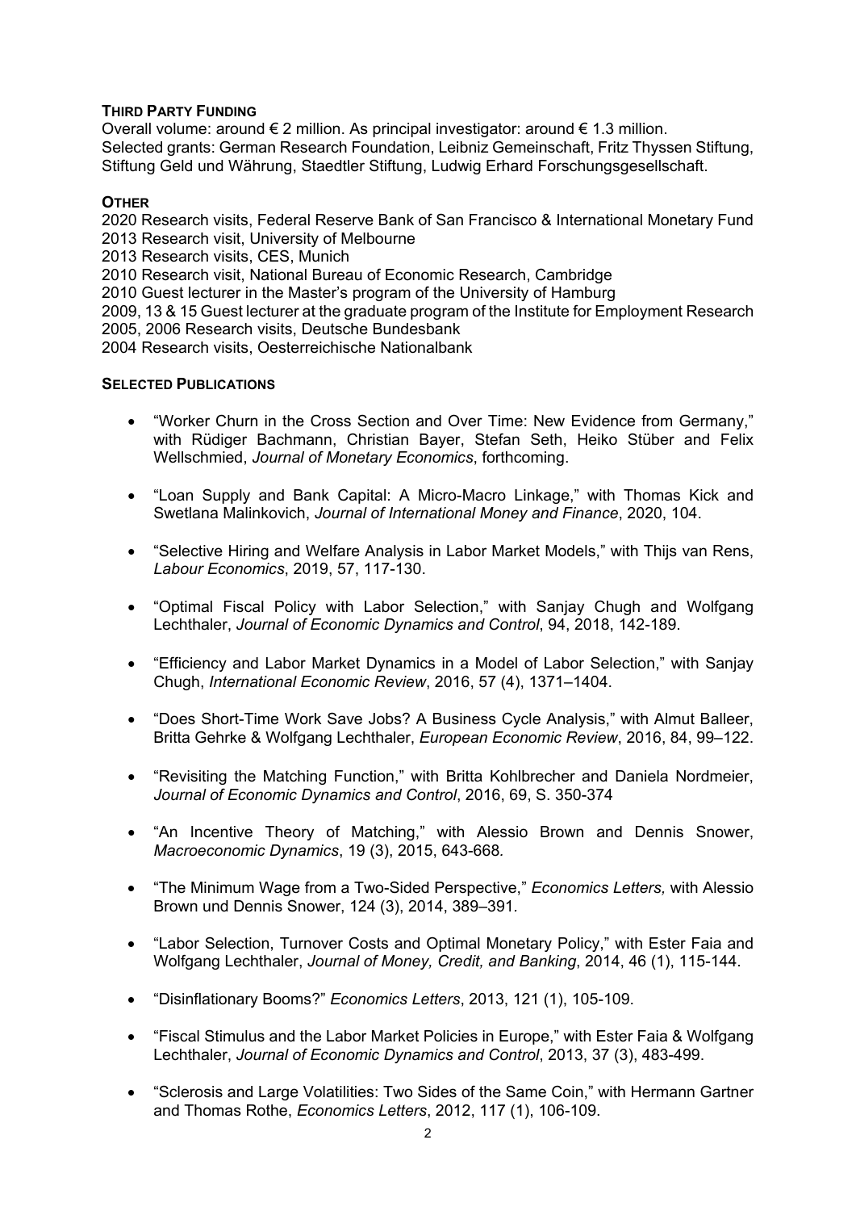## THIRD PARTY FUNDING

Overall volume: around € 2 million. As principal investigator: around € 1.3 million.
Selected grants: German Research Foundation, Leibniz Gemeinschaft, Fritz Thyssen Stiftung, Stiftung Geld und Währung, Staedtler Stiftung, Ludwig Erhard Forschungsgesellschaft.

## OTHER

2020 Research visits, Federal Reserve Bank of San Francisco & International Monetary Fund
2013 Research visit, University of Melbourne
2013 Research visits, CES, Munich
2010 Research visit, National Bureau of Economic Research, Cambridge
2010 Guest lecturer in the Master's program of the University of Hamburg
2009, 13 & 15 Guest lecturer at the graduate program of the Institute for Employment Research
2005, 2006 Research visits, Deutsche Bundesbank
2004 Research visits, Oesterreichische Nationalbank

## SELECTED PUBLICATIONS

- "Worker Churn in the Cross Section and Over Time: New Evidence from Germany," with Rüdiger Bachmann, Christian Bayer, Stefan Seth, Heiko Stüber and Felix Wellschmied, *Journal of Monetary Economics*, forthcoming.

- "Loan Supply and Bank Capital: A Micro-Macro Linkage," with Thomas Kick and Swetlana Malinkovich, *Journal of International Money and Finance*, 2020, 104.

- "Selective Hiring and Welfare Analysis in Labor Market Models," with Thijs van Rens, *Labour Economics*, 2019, 57, 117-130.

- "Optimal Fiscal Policy with Labor Selection," with Sanjay Chugh and Wolfgang Lechthaler, *Journal of Economic Dynamics and Control*, 94, 2018, 142-189.

- "Efficiency and Labor Market Dynamics in a Model of Labor Selection," with Sanjay Chugh, *International Economic Review*, 2016, 57 (4), 1371–1404.

- "Does Short-Time Work Save Jobs? A Business Cycle Analysis," with Almut Balleer, Britta Gehrke & Wolfgang Lechthaler, *European Economic Review*, 2016, 84, 99–122.

- "Revisiting the Matching Function," with Britta Kohlbrecher and Daniela Nordmeier, *Journal of Economic Dynamics and Control*, 2016, 69, S. 350-374

- "An Incentive Theory of Matching," with Alessio Brown and Dennis Snower, *Macroeconomic Dynamics*, 19 (3), 2015, 643-668.

- "The Minimum Wage from a Two-Sided Perspective," *Economics Letters,* with Alessio Brown und Dennis Snower, 124 (3), 2014, 389–391.

- "Labor Selection, Turnover Costs and Optimal Monetary Policy," with Ester Faia and Wolfgang Lechthaler, *Journal of Money, Credit, and Banking*, 2014, 46 (1), 115-144.

- "Disinflationary Booms?" *Economics Letters*, 2013, 121 (1), 105-109.

- "Fiscal Stimulus and the Labor Market Policies in Europe," with Ester Faia & Wolfgang Lechthaler, *Journal of Economic Dynamics and Control*, 2013, 37 (3), 483-499.

- "Sclerosis and Large Volatilities: Two Sides of the Same Coin," with Hermann Gartner and Thomas Rothe, *Economics Letters*, 2012, 117 (1), 106-109.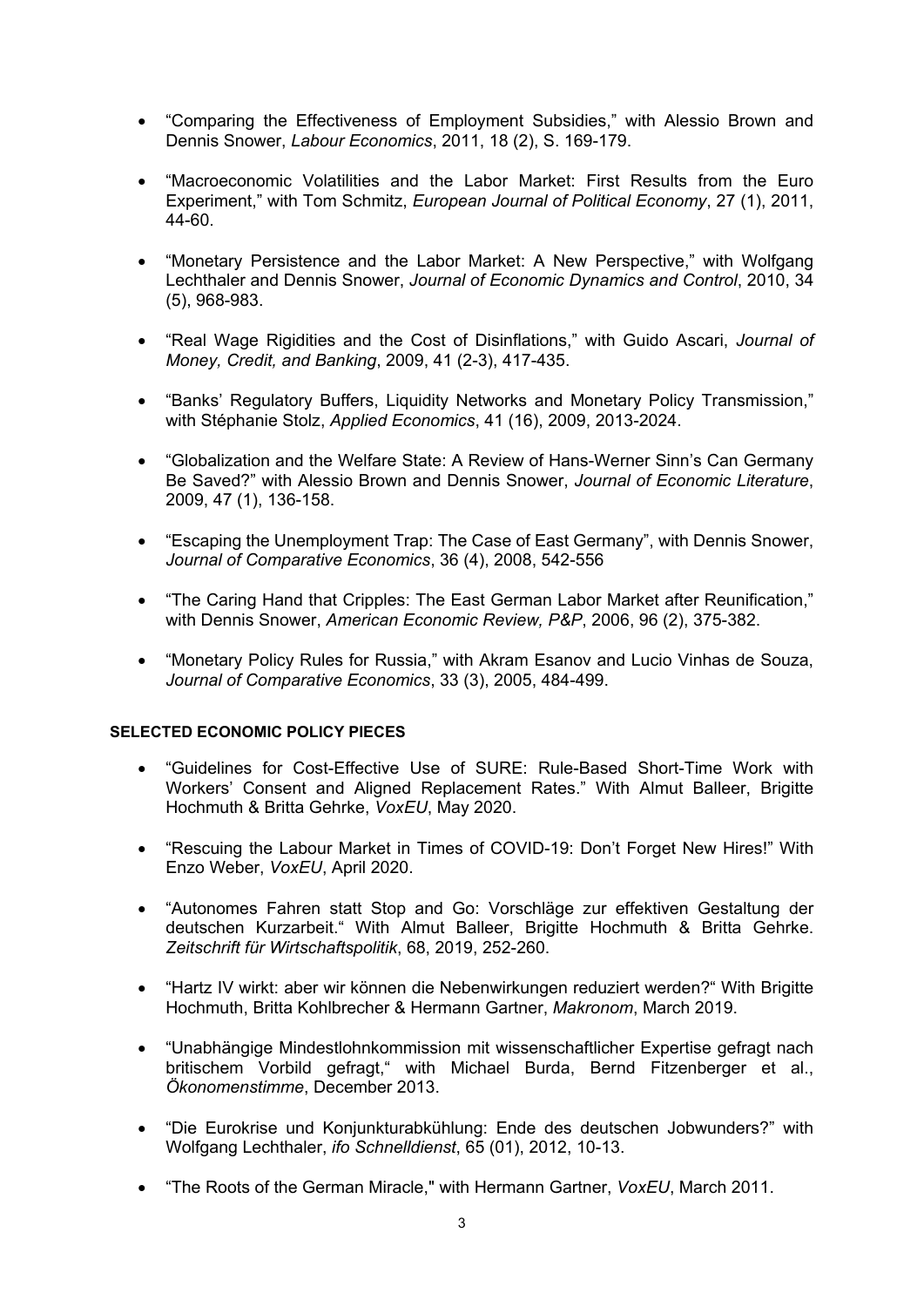- "Comparing the Effectiveness of Employment Subsidies," with Alessio Brown and Dennis Snower, *Labour Economics*, 2011, 18 (2), S. 169-179.

- "Macroeconomic Volatilities and the Labor Market: First Results from the Euro Experiment," with Tom Schmitz, *European Journal of Political Economy*, 27 (1), 2011, 44-60.

- "Monetary Persistence and the Labor Market: A New Perspective," with Wolfgang Lechthaler and Dennis Snower, *Journal of Economic Dynamics and Control*, 2010, 34 (5), 968-983.

- "Real Wage Rigidities and the Cost of Disinflations," with Guido Ascari, *Journal of Money, Credit, and Banking*, 2009, 41 (2-3), 417-435.

- "Banks' Regulatory Buffers, Liquidity Networks and Monetary Policy Transmission," with Stéphanie Stolz, *Applied Economics*, 41 (16), 2009, 2013-2024.

- "Globalization and the Welfare State: A Review of Hans-Werner Sinn's Can Germany Be Saved?" with Alessio Brown and Dennis Snower, *Journal of Economic Literature*, 2009, 47 (1), 136-158.

- "Escaping the Unemployment Trap: The Case of East Germany", with Dennis Snower, *Journal of Comparative Economics*, 36 (4), 2008, 542-556

- "The Caring Hand that Cripples: The East German Labor Market after Reunification," with Dennis Snower, *American Economic Review, P&P*, 2006, 96 (2), 375-382.

- "Monetary Policy Rules for Russia," with Akram Esanov and Lucio Vinhas de Souza, *Journal of Comparative Economics*, 33 (3), 2005, 484-499.

**SELECTED ECONOMIC POLICY PIECES**

- "Guidelines for Cost-Effective Use of SURE: Rule-Based Short-Time Work with Workers' Consent and Aligned Replacement Rates." With Almut Balleer, Brigitte Hochmuth & Britta Gehrke, *VoxEU*, May 2020.

- "Rescuing the Labour Market in Times of COVID-19: Don't Forget New Hires!" With Enzo Weber, *VoxEU*, April 2020.

- "Autonomes Fahren statt Stop and Go: Vorschläge zur effektiven Gestaltung der deutschen Kurzarbeit." With Almut Balleer, Brigitte Hochmuth & Britta Gehrke. *Zeitschrift für Wirtschaftspolitik*, 68, 2019, 252-260.

- "Hartz IV wirkt: aber wir können die Nebenwirkungen reduziert werden?" With Brigitte Hochmuth, Britta Kohlbrecher & Hermann Gartner, *Makronom*, March 2019.

- "Unabhängige Mindestlohnkommission mit wissenschaftlicher Expertise gefragt nach britischem Vorbild gefragt," with Michael Burda, Bernd Fitzenberger et al., *Ökonomenstimme*, December 2013.

- "Die Eurokrise und Konjunkturabkühlung: Ende des deutschen Jobwunders?" with Wolfgang Lechthaler, *ifo Schnelldienst*, 65 (01), 2012, 10-13.

- "The Roots of the German Miracle," with Hermann Gartner, *VoxEU*, March 2011.